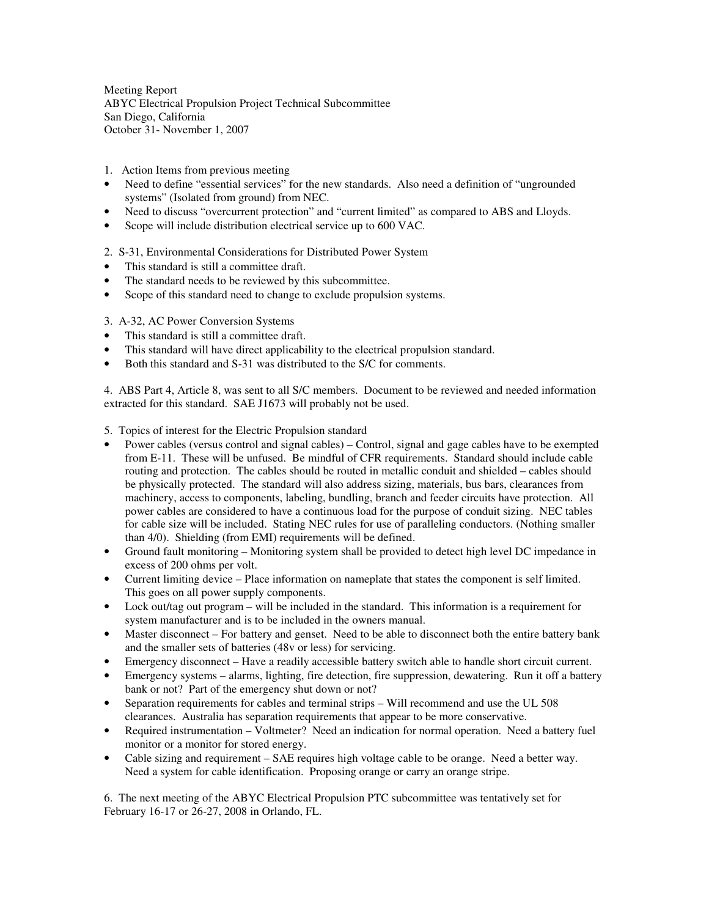Meeting Report
ABYC Electrical Propulsion Project Technical Subcommittee
San Diego, California
October 31- November 1, 2007

1. Action Items from previous meeting

- Need to define "essential services" for the new standards. Also need a definition of "ungrounded systems" (Isolated from ground) from NEC.
- Need to discuss "overcurrent protection" and "current limited" as compared to ABS and Lloyds.
- Scope will include distribution electrical service up to 600 VAC.

2. S-31, Environmental Considerations for Distributed Power System

- This standard is still a committee draft.
- The standard needs to be reviewed by this subcommittee.
- Scope of this standard need to change to exclude propulsion systems.

3. A-32, AC Power Conversion Systems

- This standard is still a committee draft.
- This standard will have direct applicability to the electrical propulsion standard.
- Both this standard and S-31 was distributed to the S/C for comments.

4. ABS Part 4, Article 8, was sent to all S/C members. Document to be reviewed and needed information extracted for this standard. SAE J1673 will probably not be used.

5. Topics of interest for the Electric Propulsion standard

- Power cables (versus control and signal cables) – Control, signal and gage cables have to be exempted from E-11. These will be unfused. Be mindful of CFR requirements. Standard should include cable routing and protection. The cables should be routed in metallic conduit and shielded – cables should be physically protected. The standard will also address sizing, materials, bus bars, clearances from machinery, access to components, labeling, bundling, branch and feeder circuits have protection. All power cables are considered to have a continuous load for the purpose of conduit sizing. NEC tables for cable size will be included. Stating NEC rules for use of paralleling conductors. (Nothing smaller than 4/0). Shielding (from EMI) requirements will be defined.
- Ground fault monitoring – Monitoring system shall be provided to detect high level DC impedance in excess of 200 ohms per volt.
- Current limiting device – Place information on nameplate that states the component is self limited. This goes on all power supply components.
- Lock out/tag out program – will be included in the standard. This information is a requirement for system manufacturer and is to be included in the owners manual.
- Master disconnect – For battery and genset. Need to be able to disconnect both the entire battery bank and the smaller sets of batteries (48v or less) for servicing.
- Emergency disconnect – Have a readily accessible battery switch able to handle short circuit current.
- Emergency systems – alarms, lighting, fire detection, fire suppression, dewatering. Run it off a battery bank or not? Part of the emergency shut down or not?
- Separation requirements for cables and terminal strips – Will recommend and use the UL 508 clearances. Australia has separation requirements that appear to be more conservative.
- Required instrumentation – Voltmeter? Need an indication for normal operation. Need a battery fuel monitor or a monitor for stored energy.
- Cable sizing and requirement – SAE requires high voltage cable to be orange. Need a better way. Need a system for cable identification. Proposing orange or carry an orange stripe.

6. The next meeting of the ABYC Electrical Propulsion PTC subcommittee was tentatively set for February 16-17 or 26-27, 2008 in Orlando, FL.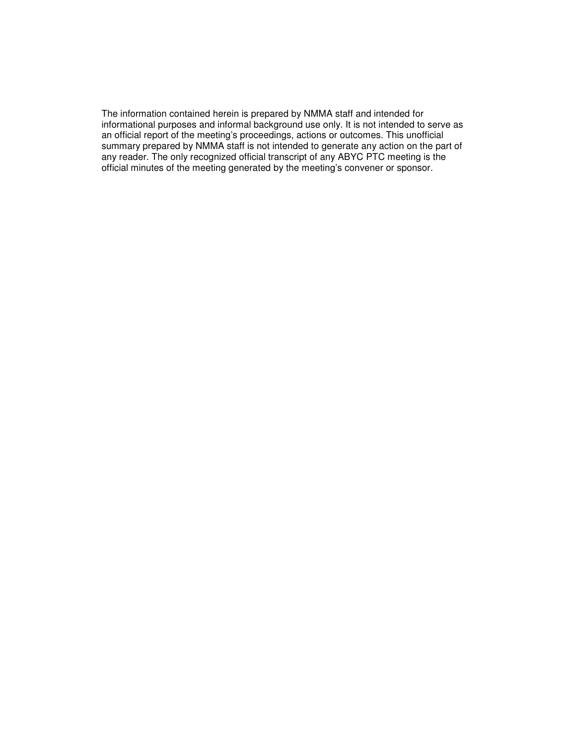The information contained herein is prepared by NMMA staff and intended for informational purposes and informal background use only. It is not intended to serve as an official report of the meeting's proceedings, actions or outcomes. This unofficial summary prepared by NMMA staff is not intended to generate any action on the part of any reader. The only recognized official transcript of any ABYC PTC meeting is the official minutes of the meeting generated by the meeting's convener or sponsor.